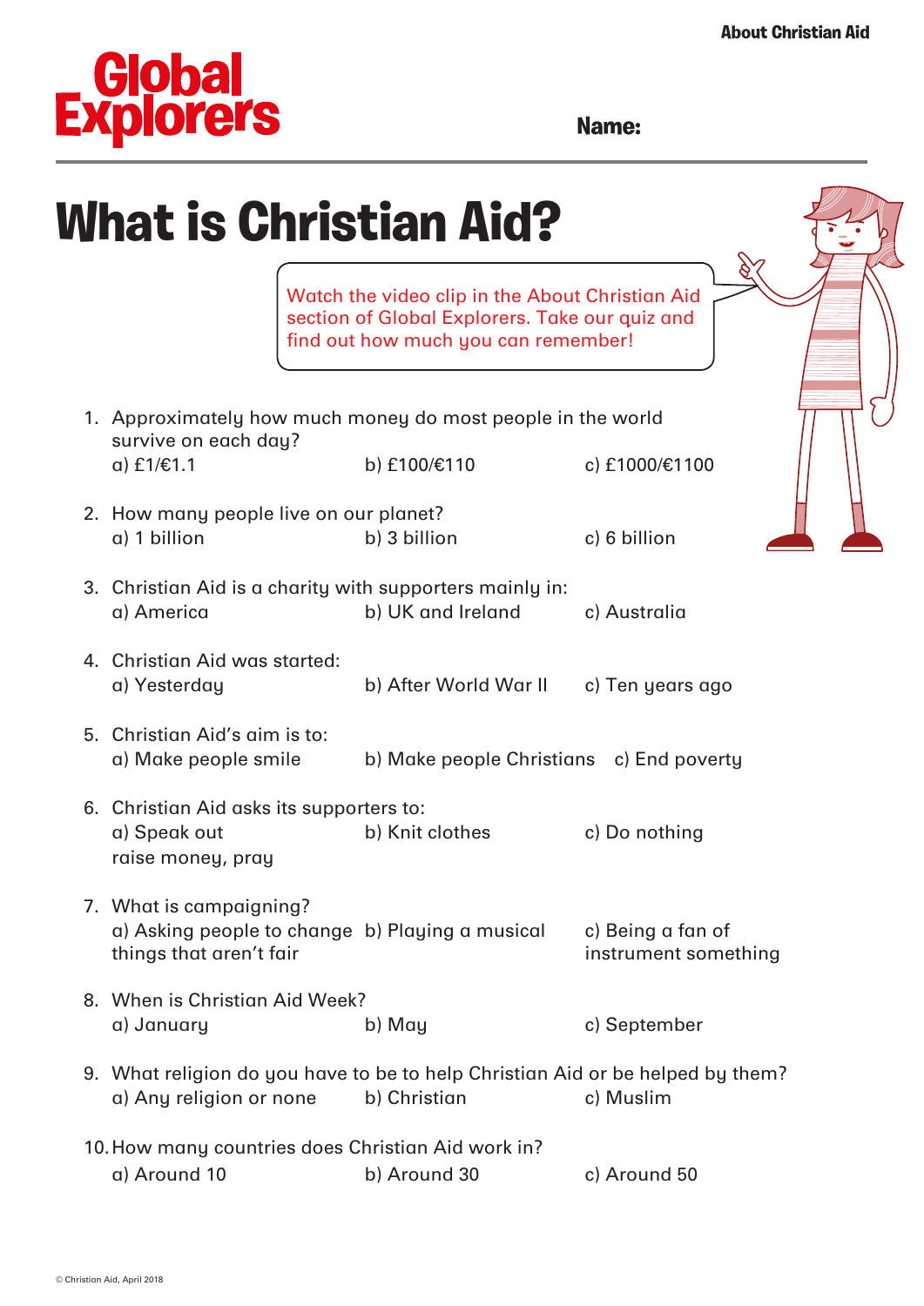Global Explorers

Name:

# What is Christian Aid?

Watch the video clip in the About Christian Aid section of Global Explorers. Take our quiz and find out how much you can remember!

1. Approximately how much money do most people in the world survive on each day?
   a) £1/€1.1 b) £100/€110 c) £1000/€1100

2. How many people live on our planet?
   a) 1 billion b) 3 billion c) 6 billion

3. Christian Aid is a charity with supporters mainly in:
   a) America b) UK and Ireland c) Australia

4. Christian Aid was started:
   a) Yesterday b) After World War II c) Ten years ago

5. Christian Aid's aim is to:
   a) Make people smile b) Make people Christians c) End poverty

6. Christian Aid asks its supporters to:
   a) Speak out raise money, pray b) Knit clothes c) Do nothing

7. What is campaigning?
   a) Asking people to change things that aren't fair b) Playing a musical instrument c) Being a fan of something

8. When is Christian Aid Week?
   a) January b) May c) September

9. What religion do you have to be to help Christian Aid or be helped by them?
   a) Any religion or none b) Christian c) Muslim

10. How many countries does Christian Aid work in?
    a) Around 10 b) Around 30 c) Around 50

© Christian Aid, April 2018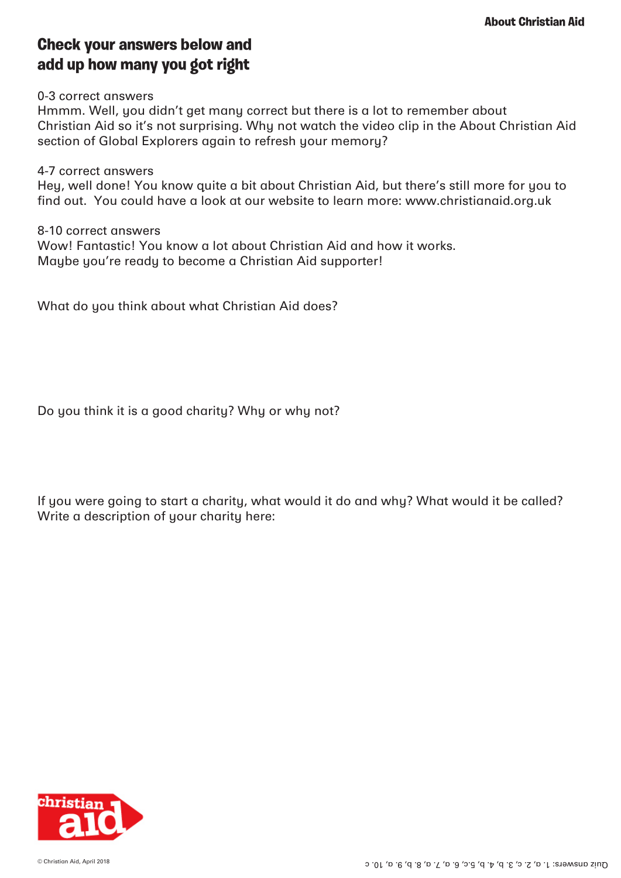## Check your answers below and add up how many you got right

0-3 correct answers
Hmmm. Well, you didn't get many correct but there is a lot to remember about Christian Aid so it's not surprising. Why not watch the video clip in the About Christian Aid section of Global Explorers again to refresh your memory?

4-7 correct answers
Hey, well done! You know quite a bit about Christian Aid, but there's still more for you to find out. You could have a look at our website to learn more: www.christianaid.org.uk

8-10 correct answers
Wow! Fantastic! You know a lot about Christian Aid and how it works.
Maybe you're ready to become a Christian Aid supporter!

What do you think about what Christian Aid does?

Do you think it is a good charity? Why or why not?

If you were going to start a charity, what would it do and why? What would it be called?
Write a description of your charity here:

© Christian Aid, April 2018

Quiz answers: 1. a, 2. c, 3. b, 4. b, 5.c, 6. a, 7. a, 8. b, 9. a, 10. c